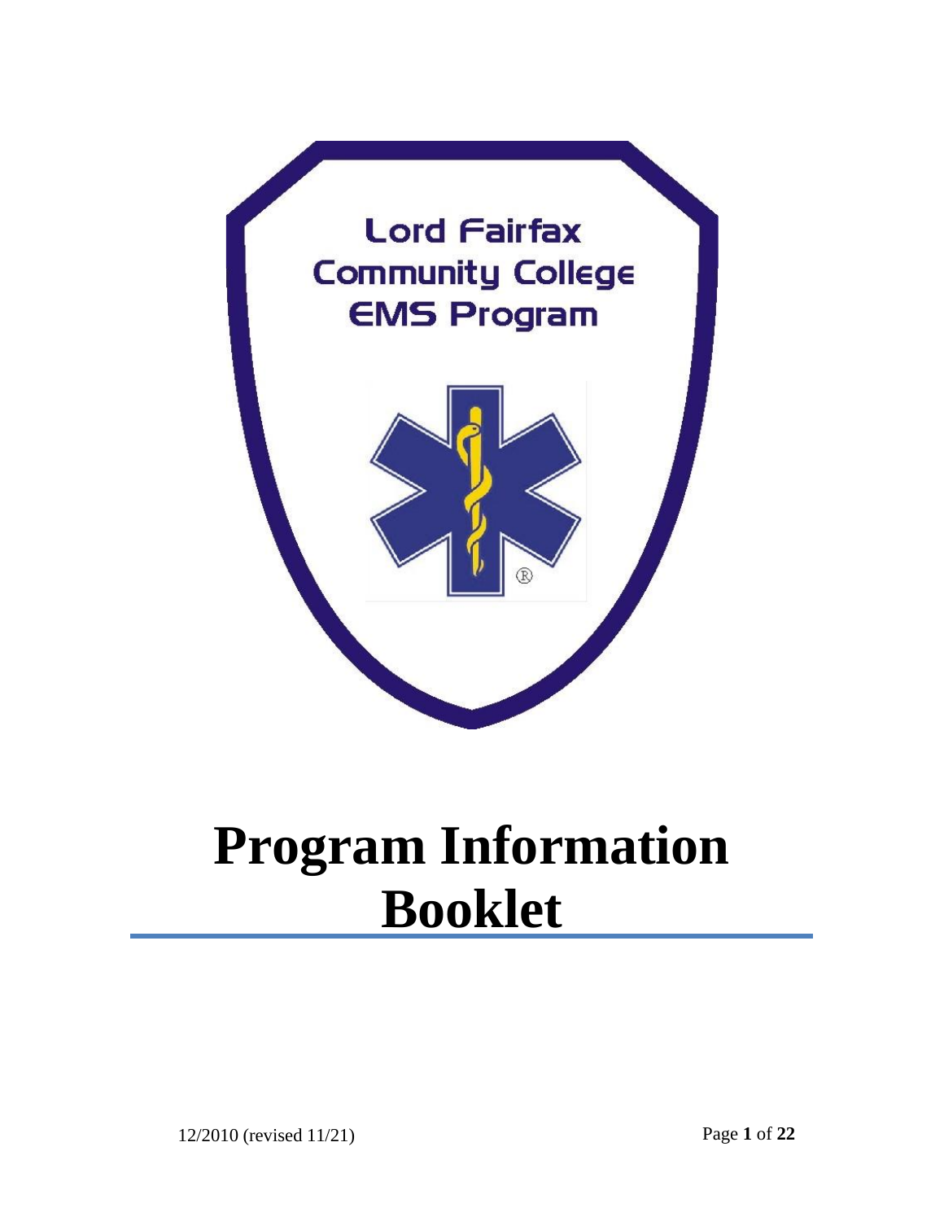Lord Fairfax
Community College
EMS Program

# Program Information Booklet

12/2010 (revised 11/21)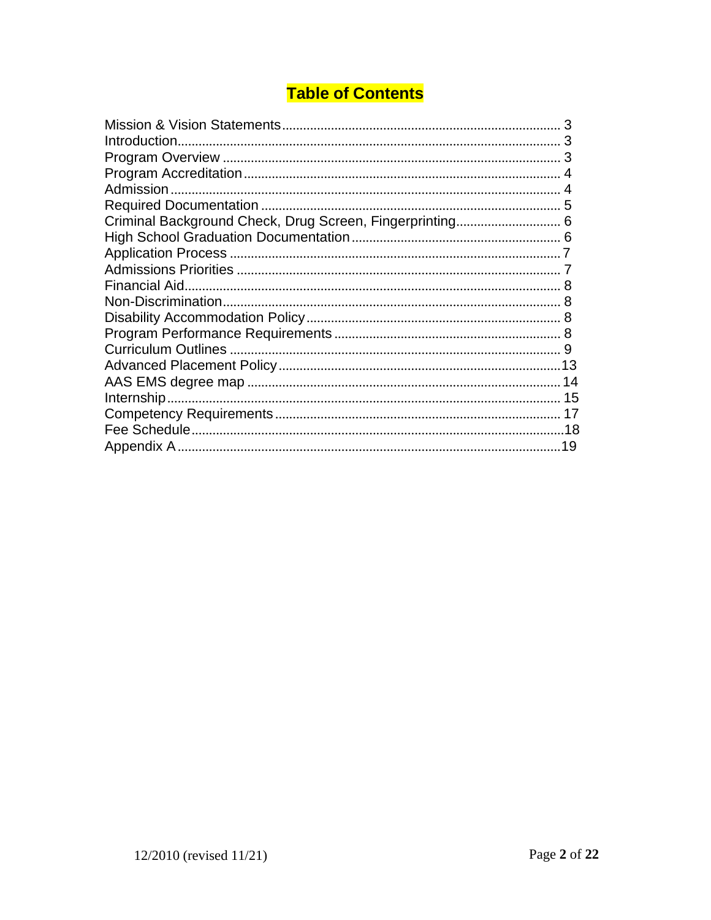# Table of Contents

| Section | Page |
|---|---|
| Mission & Vision Statements | 3 |
| Introduction | 3 |
| Program Overview | 3 |
| Program Accreditation | 4 |
| Admission | 4 |
| Required Documentation | 5 |
| Criminal Background Check, Drug Screen, Fingerprinting | 6 |
| High School Graduation Documentation | 6 |
| Application Process | 7 |
| Admissions Priorities | 7 |
| Financial Aid | 8 |
| Non-Discrimination | 8 |
| Disability Accommodation Policy | 8 |
| Program Performance Requirements | 8 |
| Curriculum Outlines | 9 |
| Advanced Placement Policy | 13 |
| AAS EMS degree map | 14 |
| Internship | 15 |
| Competency Requirements | 17 |
| Fee Schedule | 18 |
| Appendix A | 19 |

12/2010 (revised 11/21)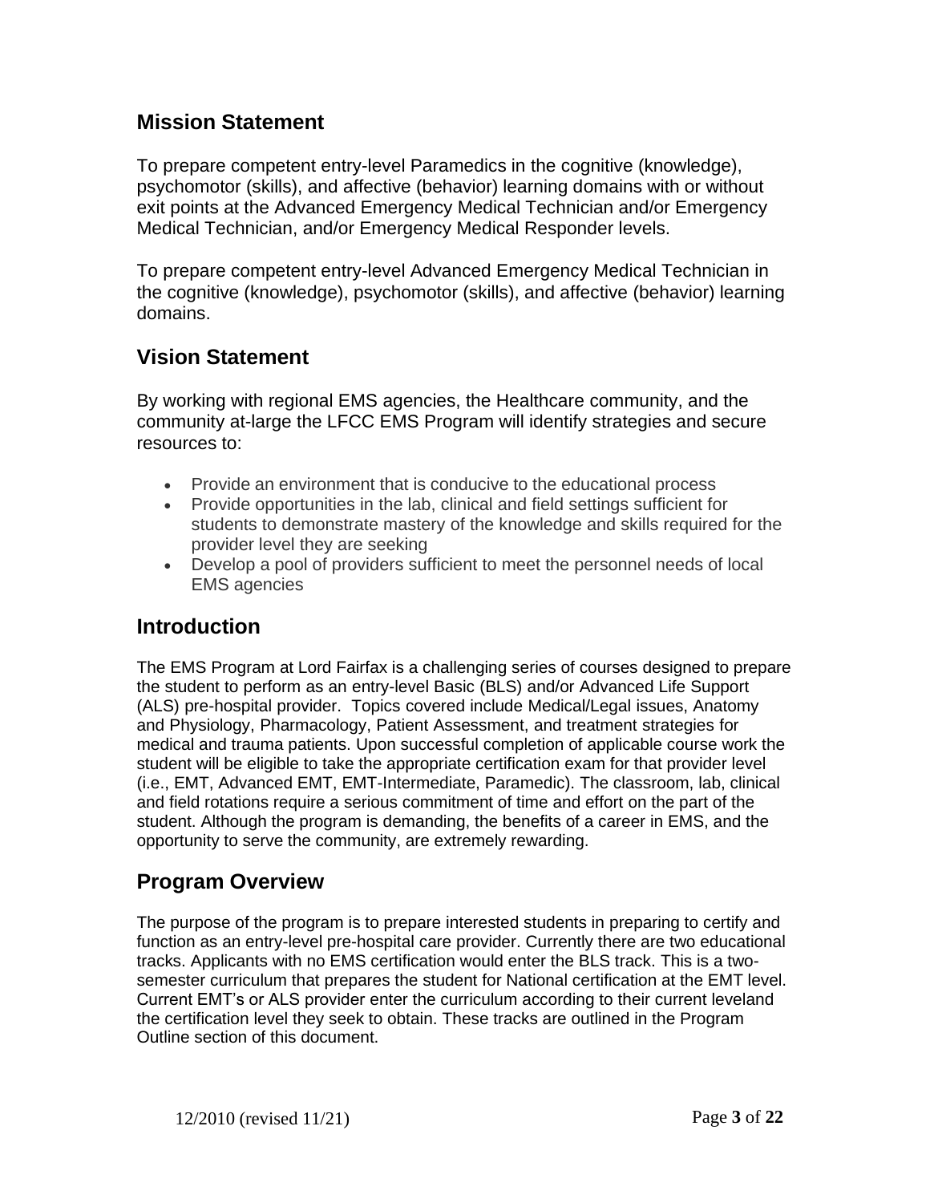## Mission Statement

To prepare competent entry-level Paramedics in the cognitive (knowledge), psychomotor (skills), and affective (behavior) learning domains with or without exit points at the Advanced Emergency Medical Technician and/or Emergency Medical Technician, and/or Emergency Medical Responder levels.

To prepare competent entry-level Advanced Emergency Medical Technician in the cognitive (knowledge), psychomotor (skills), and affective (behavior) learning domains.

## Vision Statement

By working with regional EMS agencies, the Healthcare community, and the community at-large the LFCC EMS Program will identify strategies and secure resources to:

- Provide an environment that is conducive to the educational process
- Provide opportunities in the lab, clinical and field settings sufficient for students to demonstrate mastery of the knowledge and skills required for the provider level they are seeking
- Develop a pool of providers sufficient to meet the personnel needs of local EMS agencies

## Introduction

The EMS Program at Lord Fairfax is a challenging series of courses designed to prepare the student to perform as an entry-level Basic (BLS) and/or Advanced Life Support (ALS) pre-hospital provider. Topics covered include Medical/Legal issues, Anatomy and Physiology, Pharmacology, Patient Assessment, and treatment strategies for medical and trauma patients. Upon successful completion of applicable course work the student will be eligible to take the appropriate certification exam for that provider level (i.e., EMT, Advanced EMT, EMT-Intermediate, Paramedic). The classroom, lab, clinical and field rotations require a serious commitment of time and effort on the part of the student. Although the program is demanding, the benefits of a career in EMS, and the opportunity to serve the community, are extremely rewarding.

## Program Overview

The purpose of the program is to prepare interested students in preparing to certify and function as an entry-level pre-hospital care provider. Currently there are two educational tracks. Applicants with no EMS certification would enter the BLS track. This is a two-semester curriculum that prepares the student for National certification at the EMT level. Current EMT's or ALS provider enter the curriculum according to their current leveland the certification level they seek to obtain. These tracks are outlined in the Program Outline section of this document.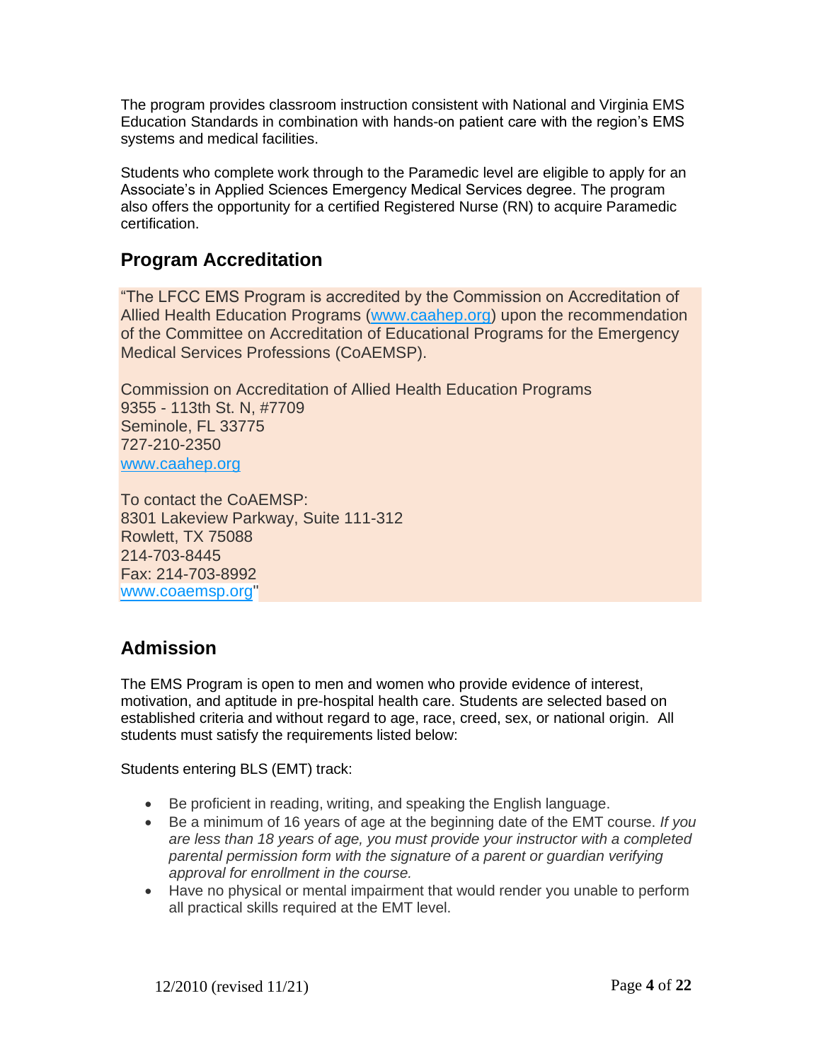The program provides classroom instruction consistent with National and Virginia EMS Education Standards in combination with hands-on patient care with the region's EMS systems and medical facilities.

Students who complete work through to the Paramedic level are eligible to apply for an Associate's in Applied Sciences Emergency Medical Services degree. The program also offers the opportunity for a certified Registered Nurse (RN) to acquire Paramedic certification.

## Program Accreditation

"The LFCC EMS Program is accredited by the Commission on Accreditation of Allied Health Education Programs (www.caahep.org) upon the recommendation of the Committee on Accreditation of Educational Programs for the Emergency Medical Services Professions (CoAEMSP).

Commission on Accreditation of Allied Health Education Programs
9355 - 113th St. N, #7709
Seminole, FL 33775
727-210-2350
www.caahep.org

To contact the CoAEMSP:
8301 Lakeview Parkway, Suite 111-312
Rowlett, TX 75088
214-703-8445
Fax: 214-703-8992
www.coaemsp.org"

## Admission

The EMS Program is open to men and women who provide evidence of interest, motivation, and aptitude in pre-hospital health care. Students are selected based on established criteria and without regard to age, race, creed, sex, or national origin. All students must satisfy the requirements listed below:

Students entering BLS (EMT) track:

- Be proficient in reading, writing, and speaking the English language.
- Be a minimum of 16 years of age at the beginning date of the EMT course. *If you are less than 18 years of age, you must provide your instructor with a completed parental permission form with the signature of a parent or guardian verifying approval for enrollment in the course.*
- Have no physical or mental impairment that would render you unable to perform all practical skills required at the EMT level.

12/2010 (revised 11/21)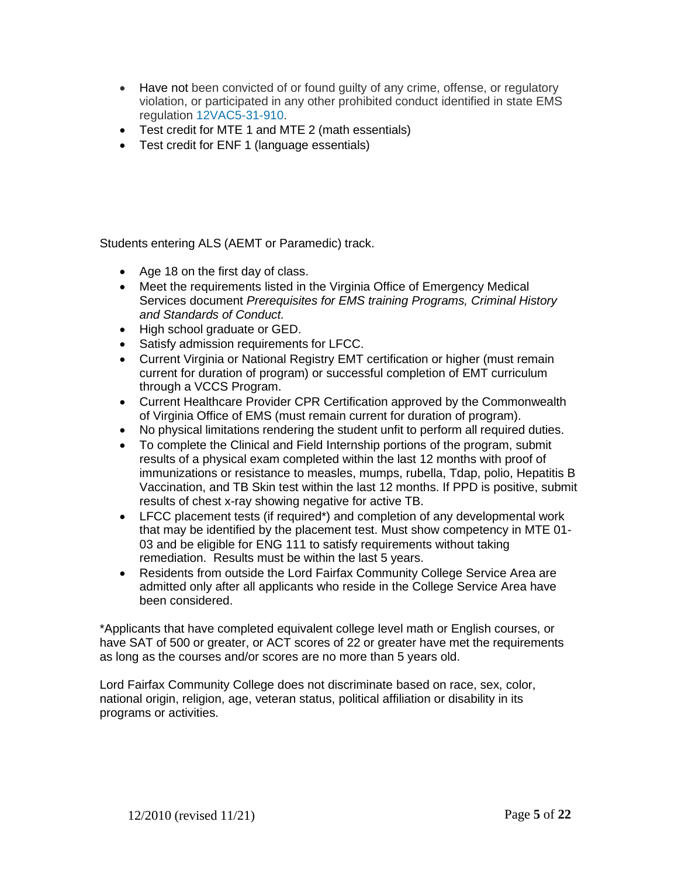- Have not been convicted of or found guilty of any crime, offense, or regulatory violation, or participated in any other prohibited conduct identified in state EMS regulation 12VAC5-31-910.
- Test credit for MTE 1 and MTE 2 (math essentials)
- Test credit for ENF 1 (language essentials)

Students entering ALS (AEMT or Paramedic) track.

- Age 18 on the first day of class.
- Meet the requirements listed in the Virginia Office of Emergency Medical Services document *Prerequisites for EMS training Programs, Criminal History and Standards of Conduct.*
- High school graduate or GED.
- Satisfy admission requirements for LFCC.
- Current Virginia or National Registry EMT certification or higher (must remain current for duration of program) or successful completion of EMT curriculum through a VCCS Program.
- Current Healthcare Provider CPR Certification approved by the Commonwealth of Virginia Office of EMS (must remain current for duration of program).
- No physical limitations rendering the student unfit to perform all required duties.
- To complete the Clinical and Field Internship portions of the program, submit results of a physical exam completed within the last 12 months with proof of immunizations or resistance to measles, mumps, rubella, Tdap, polio, Hepatitis B Vaccination, and TB Skin test within the last 12 months. If PPD is positive, submit results of chest x-ray showing negative for active TB.
- LFCC placement tests (if required*) and completion of any developmental work that may be identified by the placement test. Must show competency in MTE 01-03 and be eligible for ENG 111 to satisfy requirements without taking remediation. Results must be within the last 5 years.
- Residents from outside the Lord Fairfax Community College Service Area are admitted only after all applicants who reside in the College Service Area have been considered.

*Applicants that have completed equivalent college level math or English courses, or have SAT of 500 or greater, or ACT scores of 22 or greater have met the requirements as long as the courses and/or scores are no more than 5 years old.

Lord Fairfax Community College does not discriminate based on race, sex, color, national origin, religion, age, veteran status, political affiliation or disability in its programs or activities.

12/2010 (revised 11/21)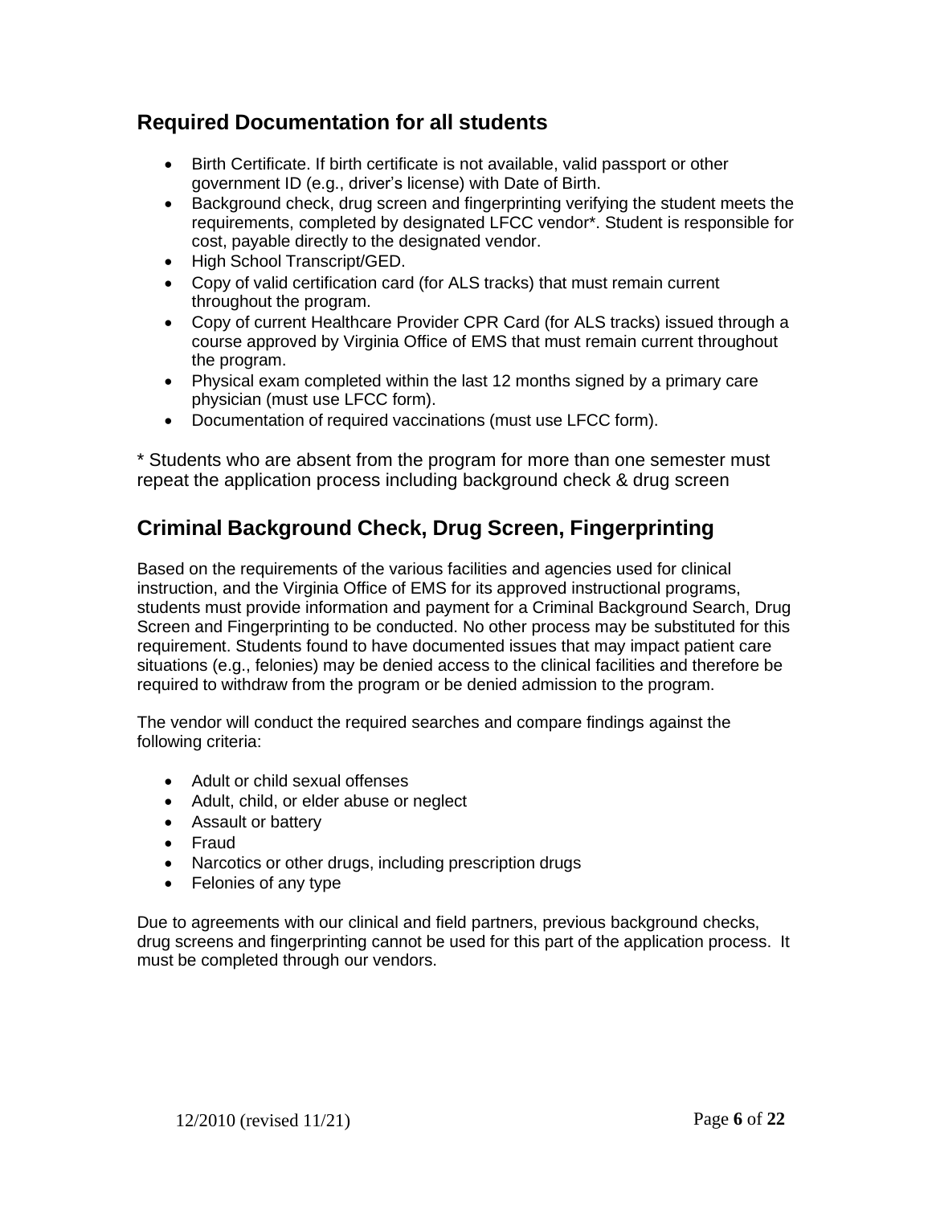## Required Documentation for all students

- Birth Certificate. If birth certificate is not available, valid passport or other government ID (e.g., driver's license) with Date of Birth.
- Background check, drug screen and fingerprinting verifying the student meets the requirements, completed by designated LFCC vendor*. Student is responsible for cost, payable directly to the designated vendor.
- High School Transcript/GED.
- Copy of valid certification card (for ALS tracks) that must remain current throughout the program.
- Copy of current Healthcare Provider CPR Card (for ALS tracks) issued through a course approved by Virginia Office of EMS that must remain current throughout the program.
- Physical exam completed within the last 12 months signed by a primary care physician (must use LFCC form).
- Documentation of required vaccinations (must use LFCC form).

* Students who are absent from the program for more than one semester must repeat the application process including background check & drug screen

## Criminal Background Check, Drug Screen, Fingerprinting

Based on the requirements of the various facilities and agencies used for clinical instruction, and the Virginia Office of EMS for its approved instructional programs, students must provide information and payment for a Criminal Background Search, Drug Screen and Fingerprinting to be conducted. No other process may be substituted for this requirement. Students found to have documented issues that may impact patient care situations (e.g., felonies) may be denied access to the clinical facilities and therefore be required to withdraw from the program or be denied admission to the program.

The vendor will conduct the required searches and compare findings against the following criteria:

- Adult or child sexual offenses
- Adult, child, or elder abuse or neglect
- Assault or battery
- Fraud
- Narcotics or other drugs, including prescription drugs
- Felonies of any type

Due to agreements with our clinical and field partners, previous background checks, drug screens and fingerprinting cannot be used for this part of the application process. It must be completed through our vendors.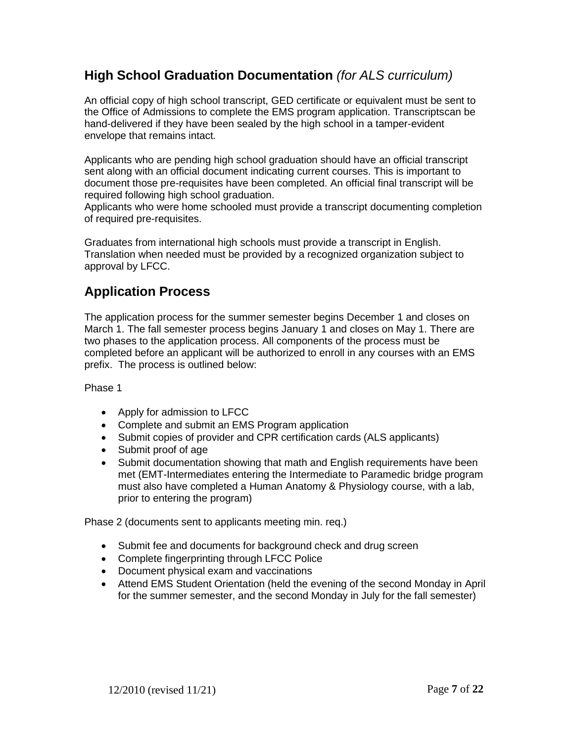## **High School Graduation Documentation** *(for ALS curriculum)*

An official copy of high school transcript, GED certificate or equivalent must be sent to the Office of Admissions to complete the EMS program application. Transcriptscan be hand-delivered if they have been sealed by the high school in a tamper-evident envelope that remains intact.

Applicants who are pending high school graduation should have an official transcript sent along with an official document indicating current courses. This is important to document those pre-requisites have been completed. An official final transcript will be required following high school graduation.
Applicants who were home schooled must provide a transcript documenting completion of required pre-requisites.

Graduates from international high schools must provide a transcript in English. Translation when needed must be provided by a recognized organization subject to approval by LFCC.

## **Application Process**

The application process for the summer semester begins December 1 and closes on March 1. The fall semester process begins January 1 and closes on May 1. There are two phases to the application process. All components of the process must be completed before an applicant will be authorized to enroll in any courses with an EMS prefix. The process is outlined below:

Phase 1

- Apply for admission to LFCC
- Complete and submit an EMS Program application
- Submit copies of provider and CPR certification cards (ALS applicants)
- Submit proof of age
- Submit documentation showing that math and English requirements have been met (EMT-Intermediates entering the Intermediate to Paramedic bridge program must also have completed a Human Anatomy & Physiology course, with a lab, prior to entering the program)

Phase 2 (documents sent to applicants meeting min. req.)

- Submit fee and documents for background check and drug screen
- Complete fingerprinting through LFCC Police
- Document physical exam and vaccinations
- Attend EMS Student Orientation (held the evening of the second Monday in April for the summer semester, and the second Monday in July for the fall semester)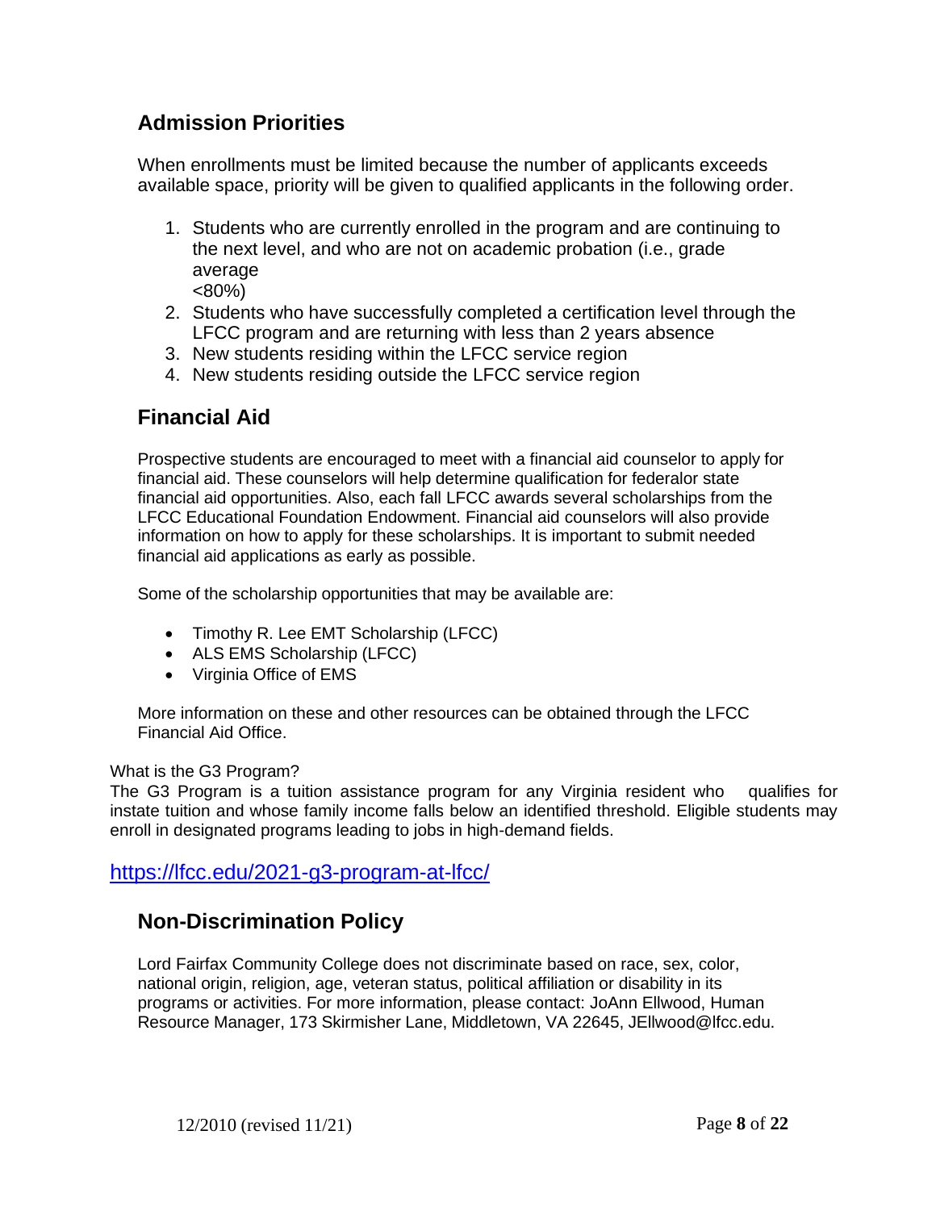## Admission Priorities

When enrollments must be limited because the number of applicants exceeds available space, priority will be given to qualified applicants in the following order.

1. Students who are currently enrolled in the program and are continuing to the next level, and who are not on academic probation (i.e., grade average <80%)
2. Students who have successfully completed a certification level through the LFCC program and are returning with less than 2 years absence
3. New students residing within the LFCC service region
4. New students residing outside the LFCC service region

## Financial Aid

Prospective students are encouraged to meet with a financial aid counselor to apply for financial aid. These counselors will help determine qualification for federalor state financial aid opportunities. Also, each fall LFCC awards several scholarships from the LFCC Educational Foundation Endowment. Financial aid counselors will also provide information on how to apply for these scholarships. It is important to submit needed financial aid applications as early as possible.

Some of the scholarship opportunities that may be available are:

- Timothy R. Lee EMT Scholarship (LFCC)
- ALS EMS Scholarship (LFCC)
- Virginia Office of EMS

More information on these and other resources can be obtained through the LFCC Financial Aid Office.

What is the G3 Program?

The G3 Program is a tuition assistance program for any Virginia resident who qualifies for instate tuition and whose family income falls below an identified threshold. Eligible students may enroll in designated programs leading to jobs in high-demand fields.

https://lfcc.edu/2021-g3-program-at-lfcc/

## Non-Discrimination Policy

Lord Fairfax Community College does not discriminate based on race, sex, color, national origin, religion, age, veteran status, political affiliation or disability in its programs or activities. For more information, please contact: JoAnn Ellwood, Human Resource Manager, 173 Skirmisher Lane, Middletown, VA 22645, JEllwood@lfcc.edu.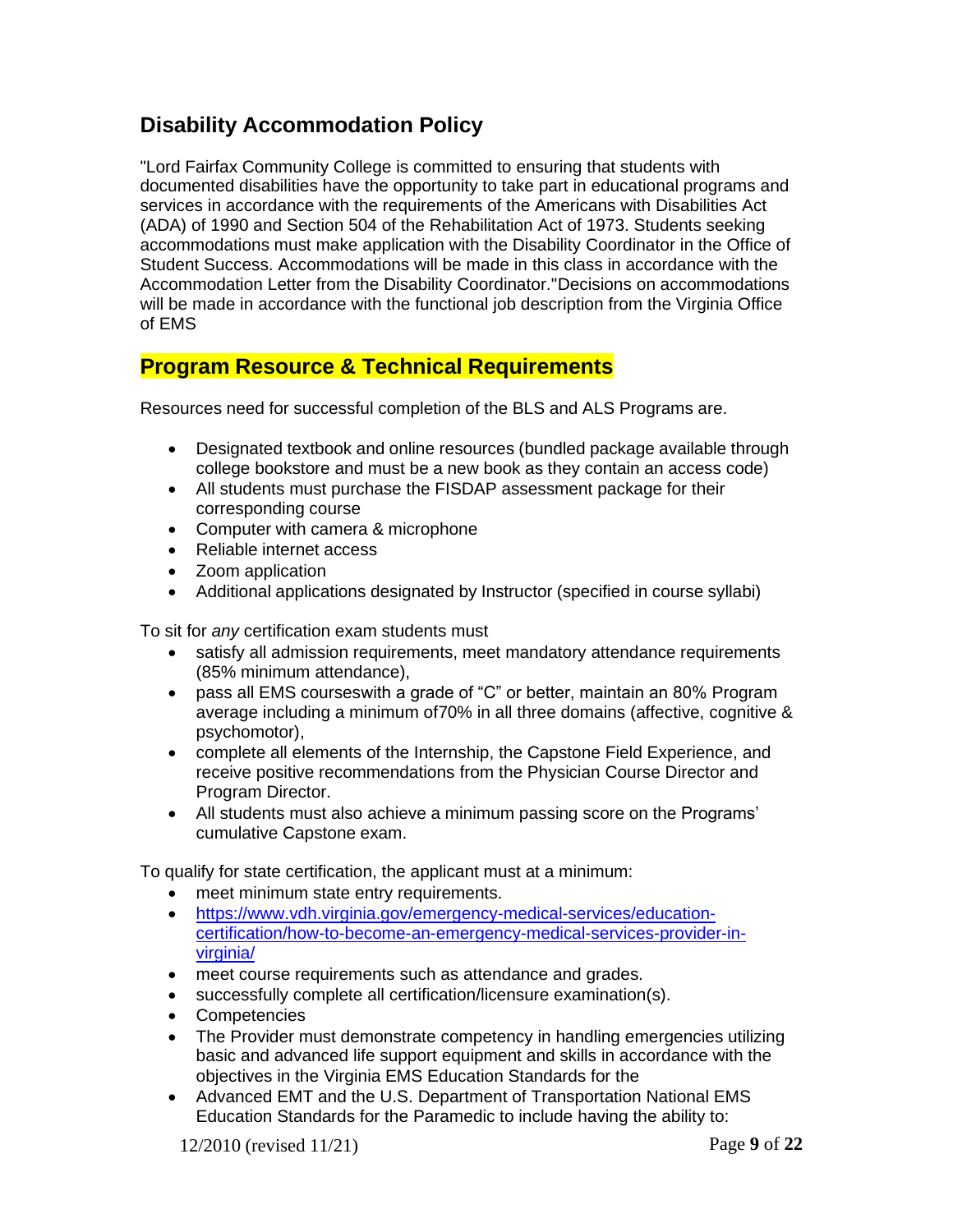## Disability Accommodation Policy

"Lord Fairfax Community College is committed to ensuring that students with documented disabilities have the opportunity to take part in educational programs and services in accordance with the requirements of the Americans with Disabilities Act (ADA) of 1990 and Section 504 of the Rehabilitation Act of 1973. Students seeking accommodations must make application with the Disability Coordinator in the Office of Student Success. Accommodations will be made in this class in accordance with the Accommodation Letter from the Disability Coordinator."Decisions on accommodations will be made in accordance with the functional job description from the Virginia Office of EMS

## Program Resource & Technical Requirements

Resources need for successful completion of the BLS and ALS Programs are.

- Designated textbook and online resources (bundled package available through college bookstore and must be a new book as they contain an access code)
- All students must purchase the FISDAP assessment package for their corresponding course
- Computer with camera & microphone
- Reliable internet access
- Zoom application
- Additional applications designated by Instructor (specified in course syllabi)

To sit for *any* certification exam students must

- satisfy all admission requirements, meet mandatory attendance requirements (85% minimum attendance),
- pass all EMS courseswith a grade of "C" or better, maintain an 80% Program average including a minimum of70% in all three domains (affective, cognitive & psychomotor),
- complete all elements of the Internship, the Capstone Field Experience, and receive positive recommendations from the Physician Course Director and Program Director.
- All students must also achieve a minimum passing score on the Programs' cumulative Capstone exam.

To qualify for state certification, the applicant must at a minimum:

- meet minimum state entry requirements.
- [https://www.vdh.virginia.gov/emergency-medical-services/education-certification/how-to-become-an-emergency-medical-services-provider-in-virginia/](https://www.vdh.virginia.gov/emergency-medical-services/education-certification/how-to-become-an-emergency-medical-services-provider-in-virginia/)
- meet course requirements such as attendance and grades.
- successfully complete all certification/licensure examination(s).
- Competencies
- The Provider must demonstrate competency in handling emergencies utilizing basic and advanced life support equipment and skills in accordance with the objectives in the Virginia EMS Education Standards for the
- Advanced EMT and the U.S. Department of Transportation National EMS Education Standards for the Paramedic to include having the ability to:

12/2010 (revised 11/21)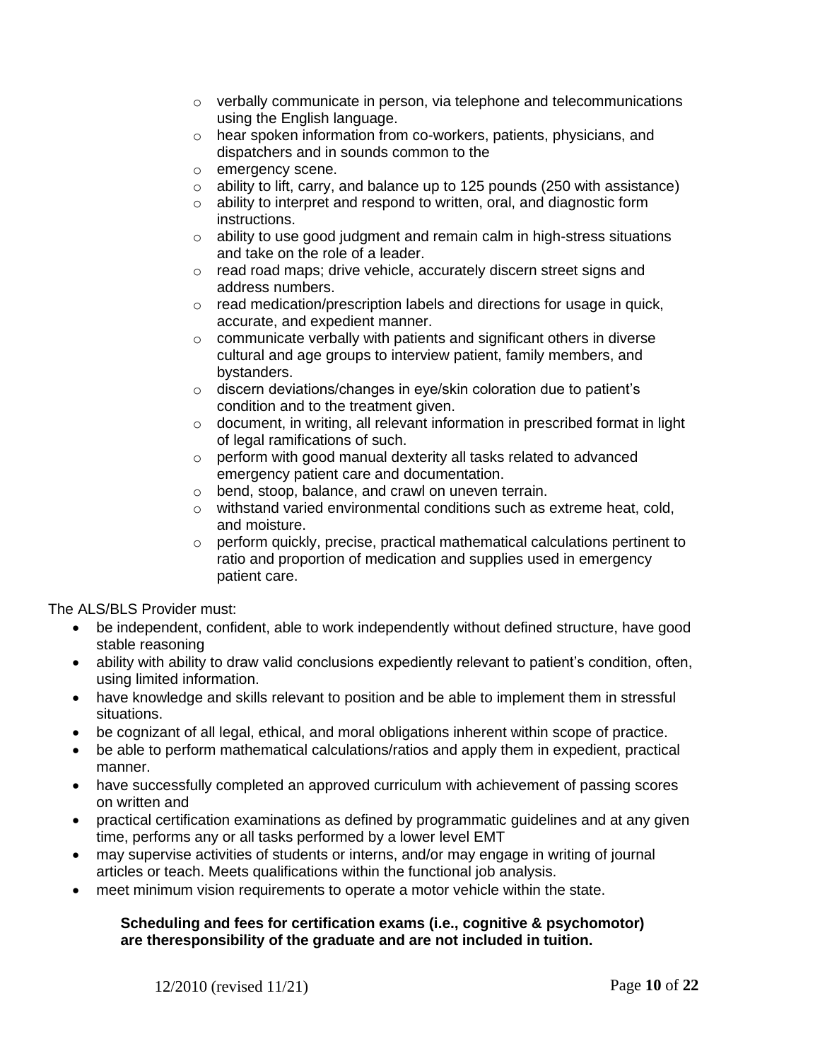- verbally communicate in person, via telephone and telecommunications using the English language.
  - hear spoken information from co-workers, patients, physicians, and dispatchers and in sounds common to the
  - emergency scene.
  - ability to lift, carry, and balance up to 125 pounds (250 with assistance)
  - ability to interpret and respond to written, oral, and diagnostic form instructions.
  - ability to use good judgment and remain calm in high-stress situations and take on the role of a leader.
  - read road maps; drive vehicle, accurately discern street signs and address numbers.
  - read medication/prescription labels and directions for usage in quick, accurate, and expedient manner.
  - communicate verbally with patients and significant others in diverse cultural and age groups to interview patient, family members, and bystanders.
  - discern deviations/changes in eye/skin coloration due to patient's condition and to the treatment given.
  - document, in writing, all relevant information in prescribed format in light of legal ramifications of such.
  - perform with good manual dexterity all tasks related to advanced emergency patient care and documentation.
  - bend, stoop, balance, and crawl on uneven terrain.
  - withstand varied environmental conditions such as extreme heat, cold, and moisture.
  - perform quickly, precise, practical mathematical calculations pertinent to ratio and proportion of medication and supplies used in emergency patient care.

The ALS/BLS Provider must:

- be independent, confident, able to work independently without defined structure, have good stable reasoning
- ability with ability to draw valid conclusions expediently relevant to patient's condition, often, using limited information.
- have knowledge and skills relevant to position and be able to implement them in stressful situations.
- be cognizant of all legal, ethical, and moral obligations inherent within scope of practice.
- be able to perform mathematical calculations/ratios and apply them in expedient, practical manner.
- have successfully completed an approved curriculum with achievement of passing scores on written and
- practical certification examinations as defined by programmatic guidelines and at any given time, performs any or all tasks performed by a lower level EMT
- may supervise activities of students or interns, and/or may engage in writing of journal articles or teach. Meets qualifications within the functional job analysis.
- meet minimum vision requirements to operate a motor vehicle within the state.

**Scheduling and fees for certification exams (i.e., cognitive & psychomotor) are theresponsibility of the graduate and are not included in tuition.**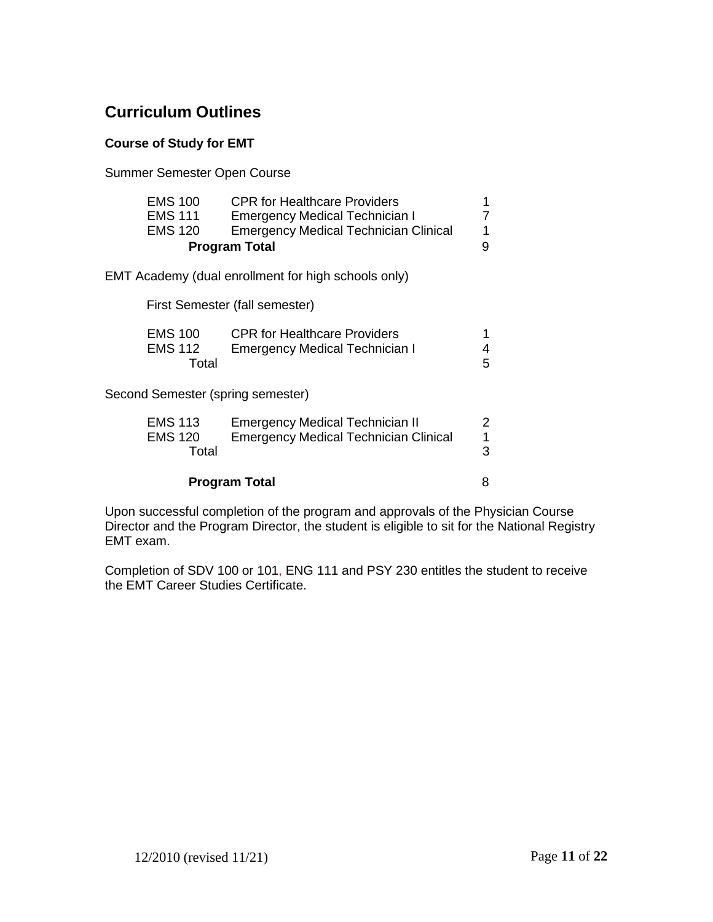## Curriculum Outlines

### Course of Study for EMT

Summer Semester Open Course

| | | |
|---|---|---|
| EMS 100 | CPR for Healthcare Providers | 1 |
| EMS 111 | Emergency Medical Technician I | 7 |
| EMS 120 | Emergency Medical Technician Clinical | 1 |
| | **Program Total** | 9 |

EMT Academy (dual enrollment for high schools only)

First Semester (fall semester)

| | | |
|---|---|---|
| EMS 100 | CPR for Healthcare Providers | 1 |
| EMS 112 | Emergency Medical Technician I | 4 |
| Total | | 5 |

Second Semester (spring semester)

| | | |
|---|---|---|
| EMS 113 | Emergency Medical Technician II | 2 |
| EMS 120 | Emergency Medical Technician Clinical | 1 |
| Total | | 3 |
| | **Program Total** | 8 |

Upon successful completion of the program and approvals of the Physician Course Director and the Program Director, the student is eligible to sit for the National Registry EMT exam.

Completion of SDV 100 or 101, ENG 111 and PSY 230 entitles the student to receive the EMT Career Studies Certificate.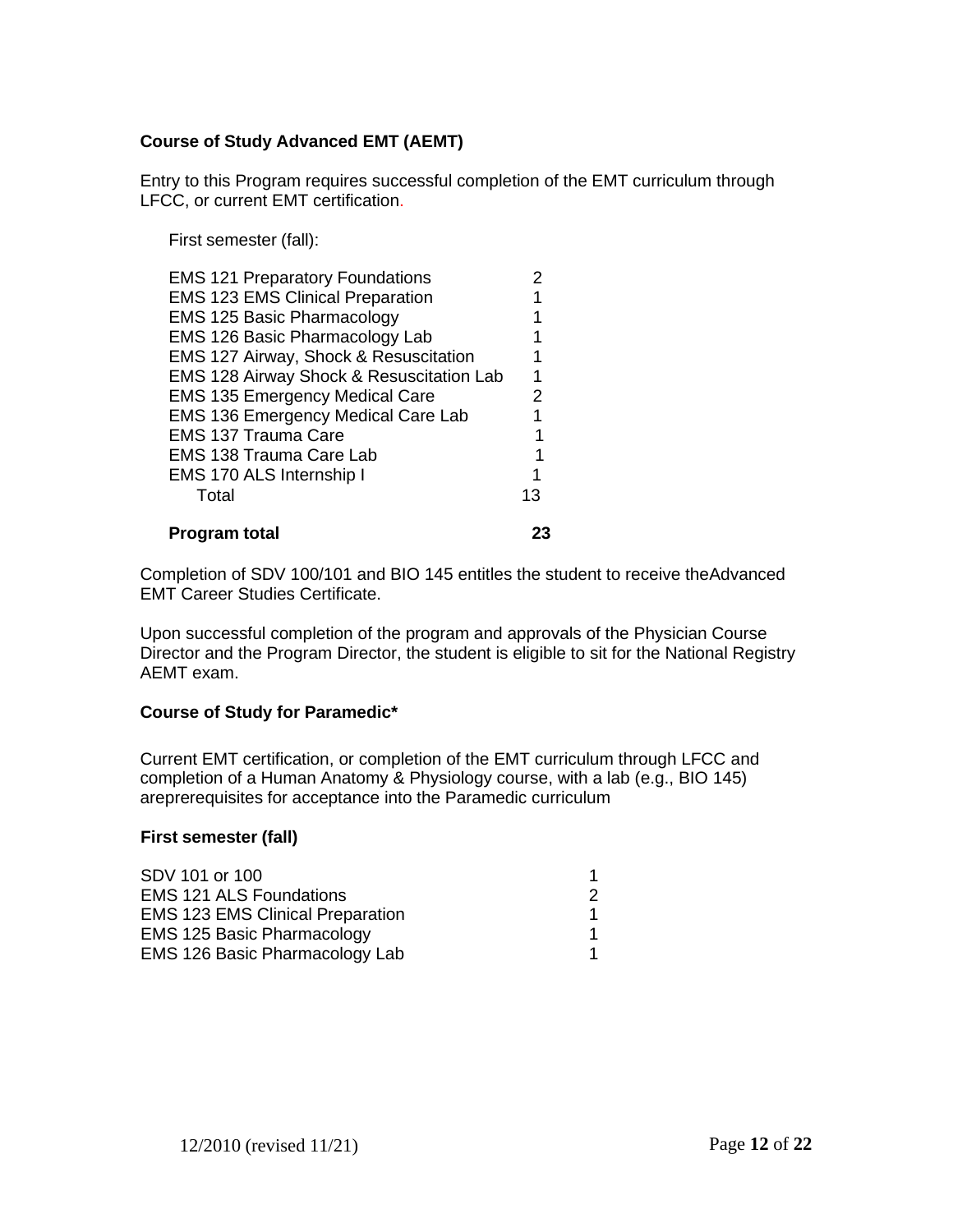**Course of Study Advanced EMT (AEMT)**

Entry to this Program requires successful completion of the EMT curriculum through LFCC, or current EMT certification.

First semester (fall):

| Course | Credits |
|---|---|
| EMS 121 Preparatory Foundations | 2 |
| EMS 123 EMS Clinical Preparation | 1 |
| EMS 125 Basic Pharmacology | 1 |
| EMS 126 Basic Pharmacology Lab | 1 |
| EMS 127 Airway, Shock & Resuscitation | 1 |
| EMS 128 Airway Shock & Resuscitation Lab | 1 |
| EMS 135 Emergency Medical Care | 2 |
| EMS 136 Emergency Medical Care Lab | 1 |
| EMS 137 Trauma Care | 1 |
| EMS 138 Trauma Care Lab | 1 |
| EMS 170 ALS Internship I | 1 |
| Total | 13 |
| **Program total** | **23** |

Completion of SDV 100/101 and BIO 145 entitles the student to receive theAdvanced EMT Career Studies Certificate.

Upon successful completion of the program and approvals of the Physician Course Director and the Program Director, the student is eligible to sit for the National Registry AEMT exam.

**Course of Study for Paramedic***

Current EMT certification, or completion of the EMT curriculum through LFCC and completion of a Human Anatomy & Physiology course, with a lab (e.g., BIO 145) areprerequisites for acceptance into the Paramedic curriculum

**First semester (fall)**

| Course | Credits |
|---|---|
| SDV 101 or 100 | 1 |
| EMS 121 ALS Foundations | 2 |
| EMS 123 EMS Clinical Preparation | 1 |
| EMS 125 Basic Pharmacology | 1 |
| EMS 126 Basic Pharmacology Lab | 1 |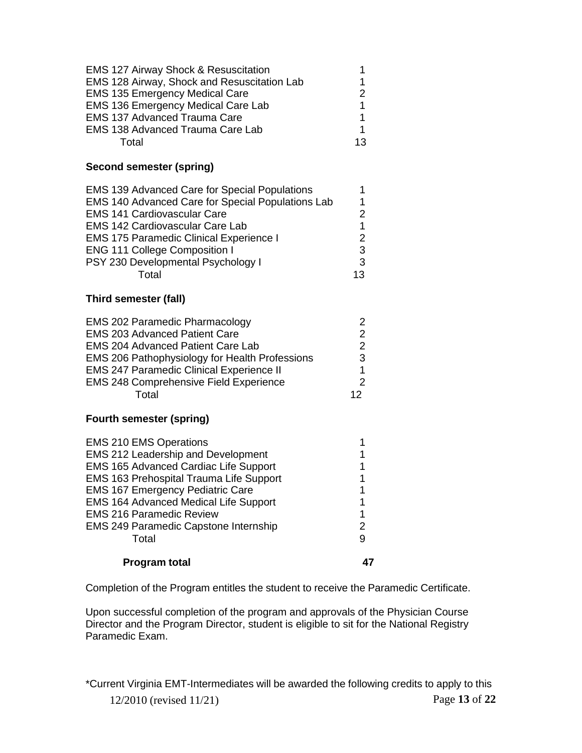| Course | Credits |
|---|---|
| EMS 127 Airway Shock & Resuscitation | 1 |
| EMS 128 Airway, Shock and Resuscitation Lab | 1 |
| EMS 135 Emergency Medical Care | 2 |
| EMS 136 Emergency Medical Care Lab | 1 |
| EMS 137 Advanced Trauma Care | 1 |
| EMS 138 Advanced Trauma Care Lab | 1 |
| Total | 13 |

**Second semester (spring)**

| Course | Credits |
|---|---|
| EMS 139 Advanced Care for Special Populations | 1 |
| EMS 140 Advanced Care for Special Populations Lab | 1 |
| EMS 141 Cardiovascular Care | 2 |
| EMS 142 Cardiovascular Care Lab | 1 |
| EMS 175 Paramedic Clinical Experience I | 2 |
| ENG 111 College Composition I | 3 |
| PSY 230 Developmental Psychology I | 3 |
| Total | 13 |

**Third semester (fall)**

| Course | Credits |
|---|---|
| EMS 202 Paramedic Pharmacology | 2 |
| EMS 203 Advanced Patient Care | 2 |
| EMS 204 Advanced Patient Care Lab | 2 |
| EMS 206 Pathophysiology for Health Professions | 3 |
| EMS 247 Paramedic Clinical Experience II | 1 |
| EMS 248 Comprehensive Field Experience | 2 |
| Total | 12 |

**Fourth semester (spring)**

| Course | Credits |
|---|---|
| EMS 210 EMS Operations | 1 |
| EMS 212 Leadership and Development | 1 |
| EMS 165 Advanced Cardiac Life Support | 1 |
| EMS 163 Prehospital Trauma Life Support | 1 |
| EMS 167 Emergency Pediatric Care | 1 |
| EMS 164 Advanced Medical Life Support | 1 |
| EMS 216 Paramedic Review | 1 |
| EMS 249 Paramedic Capstone Internship | 2 |
| Total | 9 |

| **Program total** | **47** |
|---|---|

Completion of the Program entitles the student to receive the Paramedic Certificate.

Upon successful completion of the program and approvals of the Physician Course Director and the Program Director, student is eligible to sit for the National Registry Paramedic Exam.

*Current Virginia EMT-Intermediates will be awarded the following credits to apply to this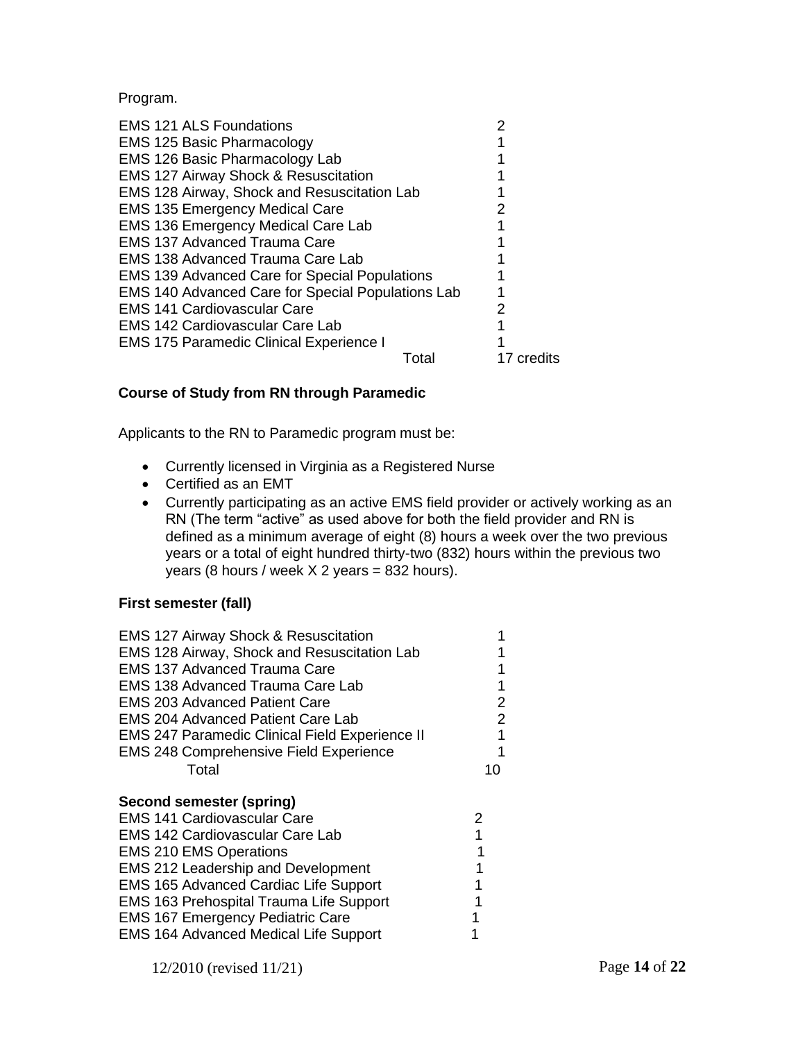Program.

| Course | Credits |
| --- | --- |
| EMS 121 ALS Foundations | 2 |
| EMS 125 Basic Pharmacology | 1 |
| EMS 126 Basic Pharmacology Lab | 1 |
| EMS 127 Airway Shock & Resuscitation | 1 |
| EMS 128 Airway, Shock and Resuscitation Lab | 1 |
| EMS 135 Emergency Medical Care | 2 |
| EMS 136 Emergency Medical Care Lab | 1 |
| EMS 137 Advanced Trauma Care | 1 |
| EMS 138 Advanced Trauma Care Lab | 1 |
| EMS 139 Advanced Care for Special Populations | 1 |
| EMS 140 Advanced Care for Special Populations Lab | 1 |
| EMS 141 Cardiovascular Care | 2 |
| EMS 142 Cardiovascular Care Lab | 1 |
| EMS 175 Paramedic Clinical Experience I | 1 |
| Total | 17 credits |

**Course of Study from RN through Paramedic**

Applicants to the RN to Paramedic program must be:

- Currently licensed in Virginia as a Registered Nurse
- Certified as an EMT
- Currently participating as an active EMS field provider or actively working as an RN (The term "active" as used above for both the field provider and RN is defined as a minimum average of eight (8) hours a week over the two previous years or a total of eight hundred thirty-two (832) hours within the previous two years (8 hours / week X 2 years = 832 hours).

**First semester (fall)**

| Course | Credits |
| --- | --- |
| EMS 127 Airway Shock & Resuscitation | 1 |
| EMS 128 Airway, Shock and Resuscitation Lab | 1 |
| EMS 137 Advanced Trauma Care | 1 |
| EMS 138 Advanced Trauma Care Lab | 1 |
| EMS 203 Advanced Patient Care | 2 |
| EMS 204 Advanced Patient Care Lab | 2 |
| EMS 247 Paramedic Clinical Field Experience II | 1 |
| EMS 248 Comprehensive Field Experience | 1 |
| Total | 10 |

**Second semester (spring)**

| Course | Credits |
| --- | --- |
| EMS 141 Cardiovascular Care | 2 |
| EMS 142 Cardiovascular Care Lab | 1 |
| EMS 210 EMS Operations | 1 |
| EMS 212 Leadership and Development | 1 |
| EMS 165 Advanced Cardiac Life Support | 1 |
| EMS 163 Prehospital Trauma Life Support | 1 |
| EMS 167 Emergency Pediatric Care | 1 |
| EMS 164 Advanced Medical Life Support | 1 |

12/2010 (revised 11/21)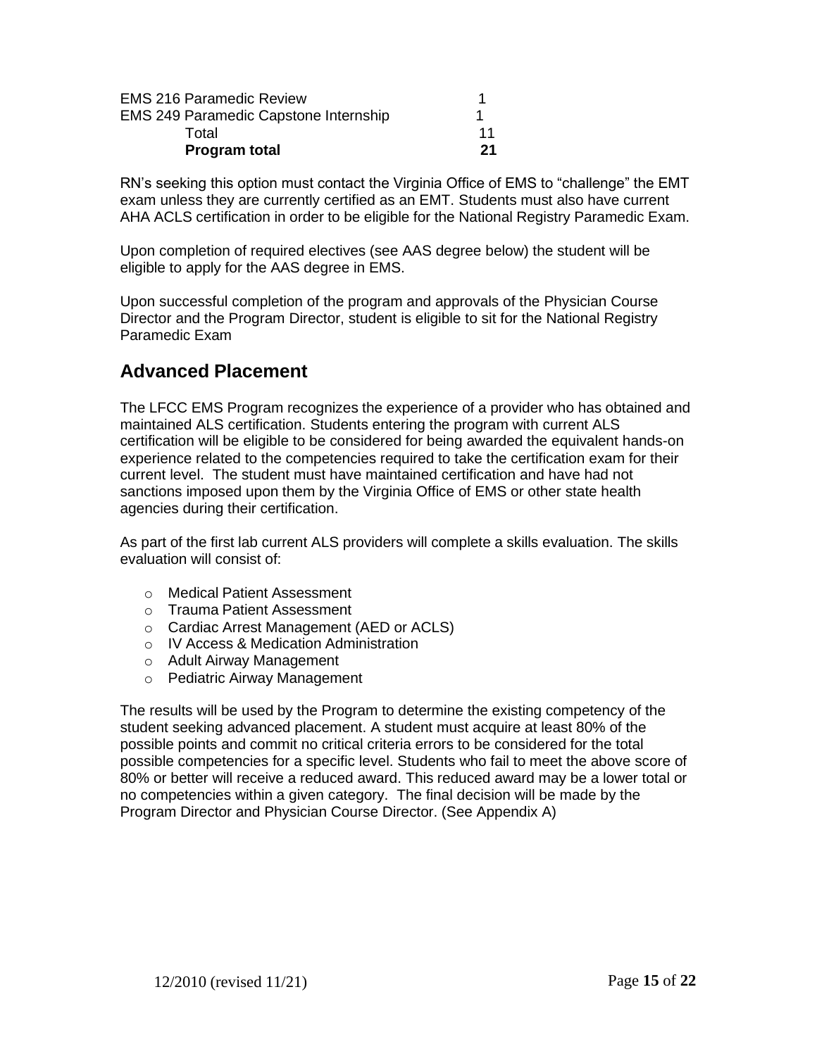| | |
|---|---|
| EMS 216 Paramedic Review | 1 |
| EMS 249 Paramedic Capstone Internship | 1 |
| Total | 11 |
| **Program total** | **21** |

RN's seeking this option must contact the Virginia Office of EMS to "challenge" the EMT exam unless they are currently certified as an EMT. Students must also have current AHA ACLS certification in order to be eligible for the National Registry Paramedic Exam.

Upon completion of required electives (see AAS degree below) the student will be eligible to apply for the AAS degree in EMS.

Upon successful completion of the program and approvals of the Physician Course Director and the Program Director, student is eligible to sit for the National Registry Paramedic Exam

## Advanced Placement

The LFCC EMS Program recognizes the experience of a provider who has obtained and maintained ALS certification. Students entering the program with current ALS certification will be eligible to be considered for being awarded the equivalent hands-on experience related to the competencies required to take the certification exam for their current level. The student must have maintained certification and have had not sanctions imposed upon them by the Virginia Office of EMS or other state health agencies during their certification.

As part of the first lab current ALS providers will complete a skills evaluation. The skills evaluation will consist of:

- Medical Patient Assessment
- Trauma Patient Assessment
- Cardiac Arrest Management (AED or ACLS)
- IV Access & Medication Administration
- Adult Airway Management
- Pediatric Airway Management

The results will be used by the Program to determine the existing competency of the student seeking advanced placement. A student must acquire at least 80% of the possible points and commit no critical criteria errors to be considered for the total possible competencies for a specific level. Students who fail to meet the above score of 80% or better will receive a reduced award. This reduced award may be a lower total or no competencies within a given category. The final decision will be made by the Program Director and Physician Course Director. (See Appendix A)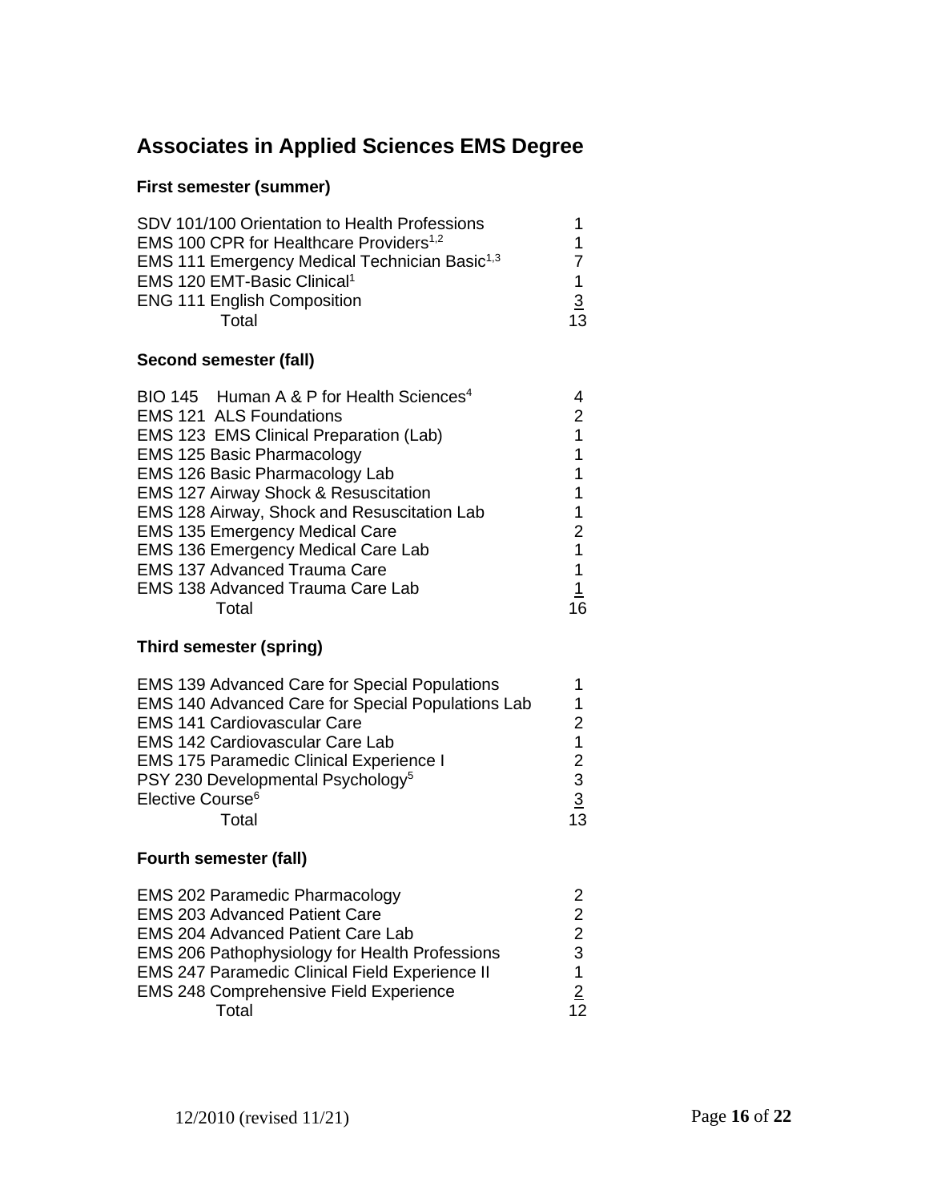## Associates in Applied Sciences EMS Degree

### First semester (summer)

| Course | Credits |
|---|---|
| SDV 101/100 Orientation to Health Professions | 1 |
| EMS 100 CPR for Healthcare Providers[1,2] | 1 |
| EMS 111 Emergency Medical Technician Basic[1,3] | 7 |
| EMS 120 EMT-Basic Clinical[1] | 1 |
| ENG 111 English Composition | 3 |
| Total | 13 |

### Second semester (fall)

| Course | Credits |
|---|---|
| BIO 145 Human A & P for Health Sciences[4] | 4 |
| EMS 121 ALS Foundations | 2 |
| EMS 123 EMS Clinical Preparation (Lab) | 1 |
| EMS 125 Basic Pharmacology | 1 |
| EMS 126 Basic Pharmacology Lab | 1 |
| EMS 127 Airway Shock & Resuscitation | 1 |
| EMS 128 Airway, Shock and Resuscitation Lab | 1 |
| EMS 135 Emergency Medical Care | 2 |
| EMS 136 Emergency Medical Care Lab | 1 |
| EMS 137 Advanced Trauma Care | 1 |
| EMS 138 Advanced Trauma Care Lab | 1 |
| Total | 16 |

### Third semester (spring)

| Course | Credits |
|---|---|
| EMS 139 Advanced Care for Special Populations | 1 |
| EMS 140 Advanced Care for Special Populations Lab | 1 |
| EMS 141 Cardiovascular Care | 2 |
| EMS 142 Cardiovascular Care Lab | 1 |
| EMS 175 Paramedic Clinical Experience I | 2 |
| PSY 230 Developmental Psychology[5] | 3 |
| Elective Course[6] | 3 |
| Total | 13 |

### Fourth semester (fall)

| Course | Credits |
|---|---|
| EMS 202 Paramedic Pharmacology | 2 |
| EMS 203 Advanced Patient Care | 2 |
| EMS 204 Advanced Patient Care Lab | 2 |
| EMS 206 Pathophysiology for Health Professions | 3 |
| EMS 247 Paramedic Clinical Field Experience II | 1 |
| EMS 248 Comprehensive Field Experience | 2 |
| Total | 12 |

12/2010 (revised 11/21)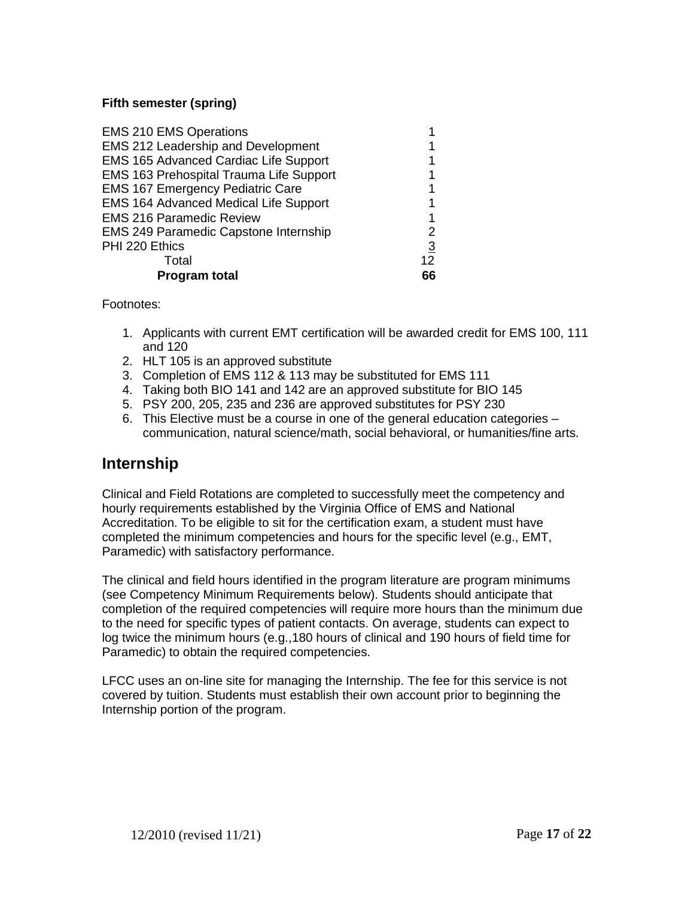**Fifth semester (spring)**

| Course | Credits |
|---|---|
| EMS 210 EMS Operations | 1 |
| EMS 212 Leadership and Development | 1 |
| EMS 165 Advanced Cardiac Life Support | 1 |
| EMS 163 Prehospital Trauma Life Support | 1 |
| EMS 167 Emergency Pediatric Care | 1 |
| EMS 164 Advanced Medical Life Support | 1 |
| EMS 216 Paramedic Review | 1 |
| EMS 249 Paramedic Capstone Internship | 2 |
| PHI 220 Ethics | 3 |
| Total | 12 |
| **Program total** | **66** |

Footnotes:

1. Applicants with current EMT certification will be awarded credit for EMS 100, 111 and 120
2. HLT 105 is an approved substitute
3. Completion of EMS 112 & 113 may be substituted for EMS 111
4. Taking both BIO 141 and 142 are an approved substitute for BIO 145
5. PSY 200, 205, 235 and 236 are approved substitutes for PSY 230
6. This Elective must be a course in one of the general education categories – communication, natural science/math, social behavioral, or humanities/fine arts.

## Internship

Clinical and Field Rotations are completed to successfully meet the competency and hourly requirements established by the Virginia Office of EMS and National Accreditation. To be eligible to sit for the certification exam, a student must have completed the minimum competencies and hours for the specific level (e.g., EMT, Paramedic) with satisfactory performance.

The clinical and field hours identified in the program literature are program minimums (see Competency Minimum Requirements below). Students should anticipate that completion of the required competencies will require more hours than the minimum due to the need for specific types of patient contacts. On average, students can expect to log twice the minimum hours (e.g.,180 hours of clinical and 190 hours of field time for Paramedic) to obtain the required competencies.

LFCC uses an on-line site for managing the Internship. The fee for this service is not covered by tuition. Students must establish their own account prior to beginning the Internship portion of the program.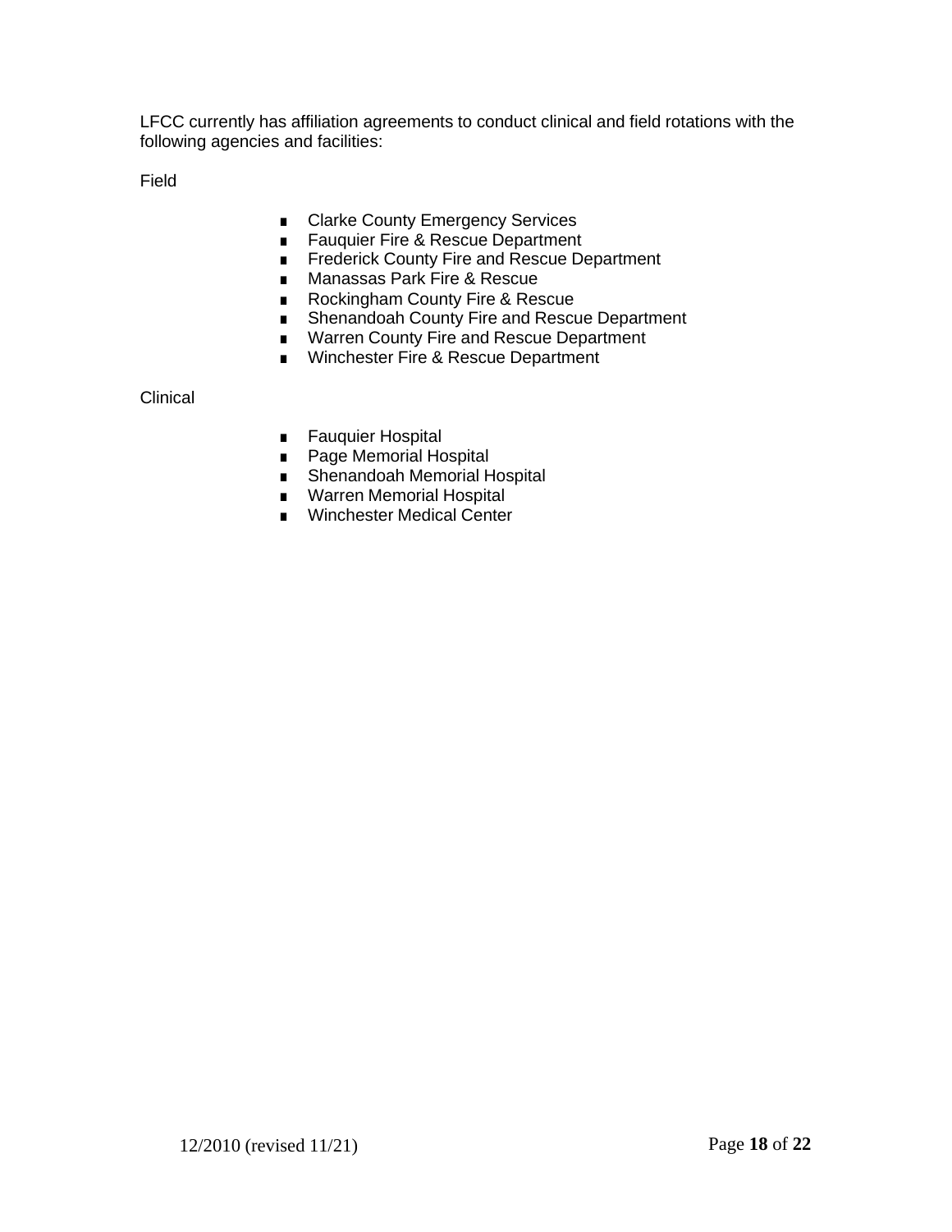LFCC currently has affiliation agreements to conduct clinical and field rotations with the following agencies and facilities:

Field

- Clarke County Emergency Services
- Fauquier Fire & Rescue Department
- Frederick County Fire and Rescue Department
- Manassas Park Fire & Rescue
- Rockingham County Fire & Rescue
- Shenandoah County Fire and Rescue Department
- Warren County Fire and Rescue Department
- Winchester Fire & Rescue Department

Clinical

- Fauquier Hospital
- Page Memorial Hospital
- Shenandoah Memorial Hospital
- Warren Memorial Hospital
- Winchester Medical Center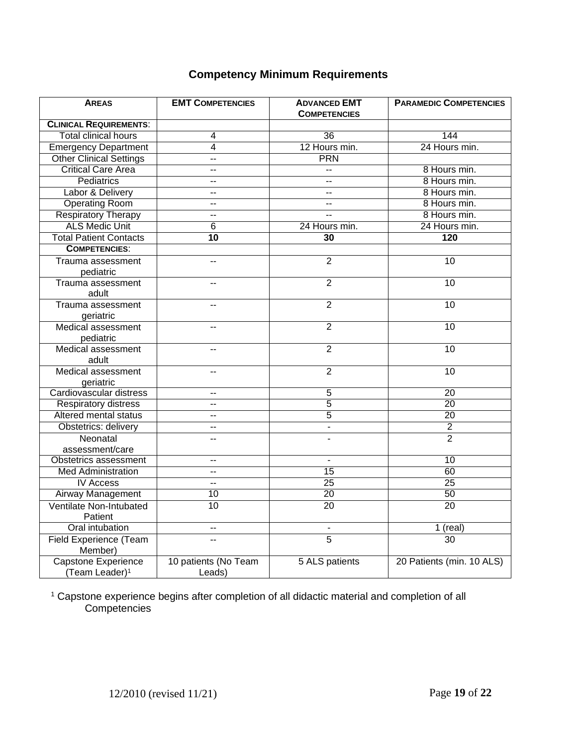## Competency Minimum Requirements

| AREAS | EMT COMPETENCIES | ADVANCED EMT COMPETENCIES | PARAMEDIC COMPETENCIES |
|---|---|---|---|
| **CLINICAL REQUIREMENTS**: | | | |
| Total clinical hours | 4 | 36 | 144 |
| Emergency Department | 4 | 12 Hours min. | 24 Hours min. |
| Other Clinical Settings | -- | PRN | |
| Critical Care Area | -- | -- | 8 Hours min. |
| Pediatrics | -- | -- | 8 Hours min. |
| Labor & Delivery | -- | -- | 8 Hours min. |
| Operating Room | -- | -- | 8 Hours min. |
| Respiratory Therapy | -- | -- | 8 Hours min. |
| ALS Medic Unit | 6 | 24 Hours min. | 24 Hours min. |
| Total Patient Contacts | **10** | **30** | **120** |
| **COMPETENCIES**: | | | |
| Trauma assessment pediatric | -- | 2 | 10 |
| Trauma assessment adult | -- | 2 | 10 |
| Trauma assessment geriatric | -- | 2 | 10 |
| Medical assessment pediatric | -- | 2 | 10 |
| Medical assessment adult | -- | 2 | 10 |
| Medical assessment geriatric | -- | 2 | 10 |
| Cardiovascular distress | -- | 5 | 20 |
| Respiratory distress | -- | 5 | 20 |
| Altered mental status | -- | 5 | 20 |
| Obstetrics: delivery | -- | - | 2 |
| Neonatal assessment/care | -- | - | 2 |
| Obstetrics assessment | -- | - | 10 |
| Med Administration | -- | 15 | 60 |
| IV Access | -- | 25 | 25 |
| Airway Management | 10 | 20 | 50 |
| Ventilate Non-Intubated Patient | 10 | 20 | 20 |
| Oral intubation | -- | - | 1 (real) |
| Field Experience (Team Member) | -- | 5 | 30 |
| Capstone Experience (Team Leader)[1] | 10 patients (No Team Leads) | 5 ALS patients | 20 Patients (min. 10 ALS) |

[1] Capstone experience begins after completion of all didactic material and completion of all Competencies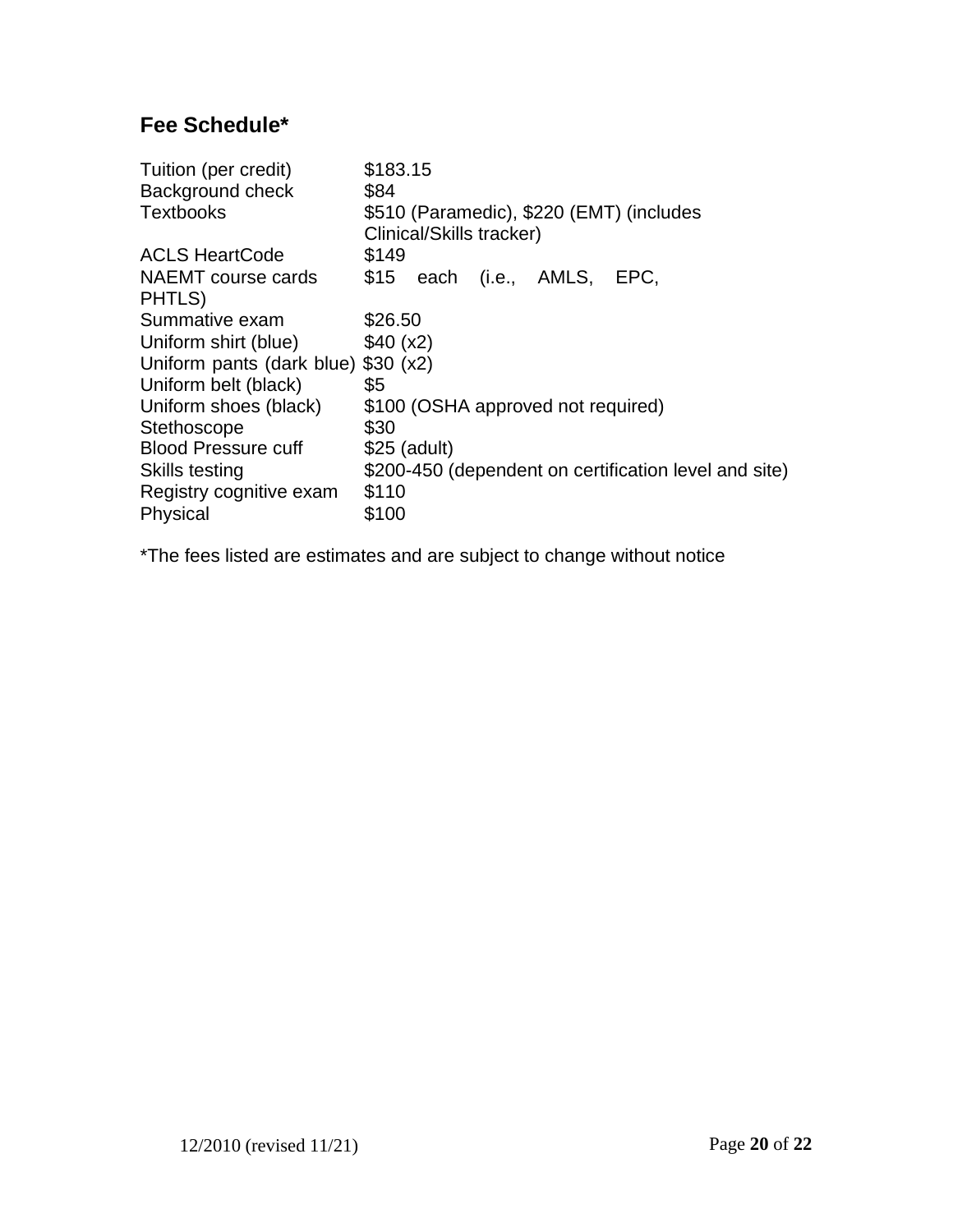## Fee Schedule*

| | |
|---|---|
| Tuition (per credit) | $183.15 |
| Background check | $84 |
| Textbooks | $510 (Paramedic), $220 (EMT) (includes Clinical/Skills tracker) |
| ACLS HeartCode | $149 |
| NAEMT course cards | $15 each (i.e., AMLS, EPC, PHTLS) |
| Summative exam | $26.50 |
| Uniform shirt (blue) | $40 (x2) |
| Uniform pants (dark blue) | $30 (x2) |
| Uniform belt (black) | $5 |
| Uniform shoes (black) | $100 (OSHA approved not required) |
| Stethoscope | $30 |
| Blood Pressure cuff | $25 (adult) |
| Skills testing | $200-450 (dependent on certification level and site) |
| Registry cognitive exam | $110 |
| Physical | $100 |

*The fees listed are estimates and are subject to change without notice

12/2010 (revised 11/21)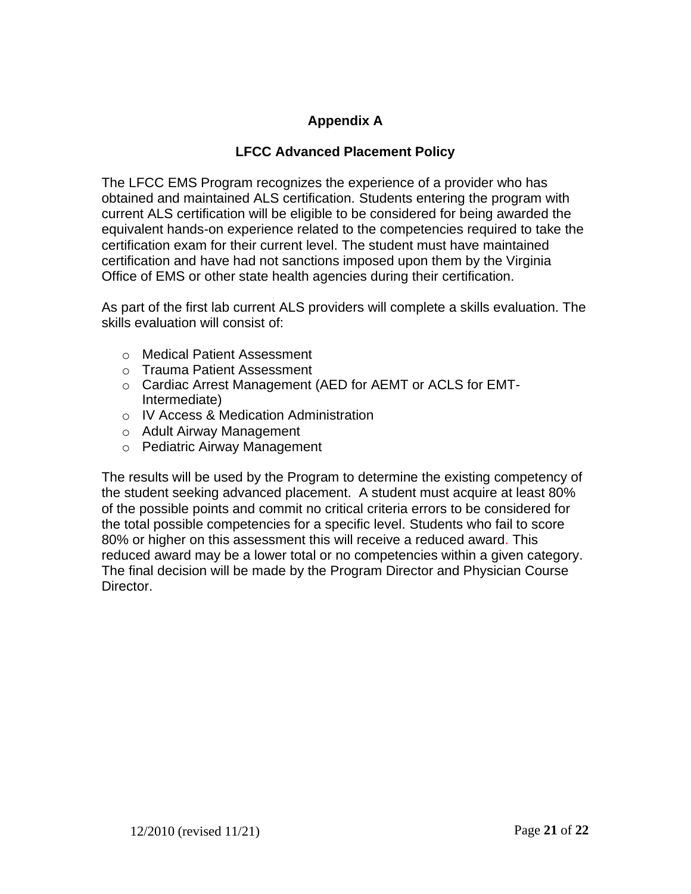# Appendix A

## LFCC Advanced Placement Policy

The LFCC EMS Program recognizes the experience of a provider who has obtained and maintained ALS certification. Students entering the program with current ALS certification will be eligible to be considered for being awarded the equivalent hands-on experience related to the competencies required to take the certification exam for their current level. The student must have maintained certification and have had not sanctions imposed upon them by the Virginia Office of EMS or other state health agencies during their certification.

As part of the first lab current ALS providers will complete a skills evaluation. The skills evaluation will consist of:

- Medical Patient Assessment
- Trauma Patient Assessment
- Cardiac Arrest Management (AED for AEMT or ACLS for EMT-Intermediate)
- IV Access & Medication Administration
- Adult Airway Management
- Pediatric Airway Management

The results will be used by the Program to determine the existing competency of the student seeking advanced placement. A student must acquire at least 80% of the possible points and commit no critical criteria errors to be considered for the total possible competencies for a specific level. Students who fail to score 80% or higher on this assessment this will receive a reduced award. This reduced award may be a lower total or no competencies within a given category. The final decision will be made by the Program Director and Physician Course Director.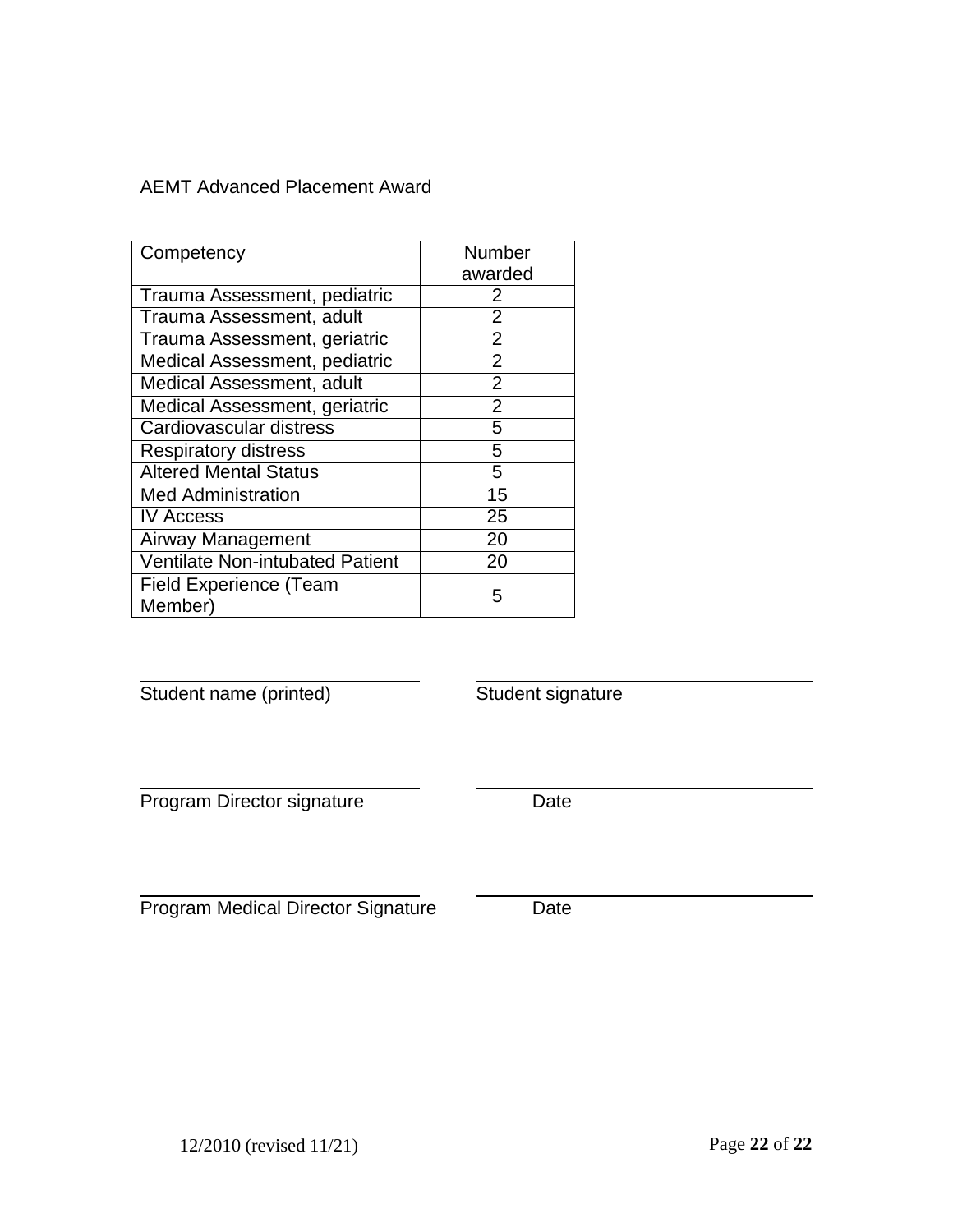AEMT Advanced Placement Award

| Competency | Number awarded |
|---|---|
| Trauma Assessment, pediatric | 2 |
| Trauma Assessment, adult | 2 |
| Trauma Assessment, geriatric | 2 |
| Medical Assessment, pediatric | 2 |
| Medical Assessment, adult | 2 |
| Medical Assessment, geriatric | 2 |
| Cardiovascular distress | 5 |
| Respiratory distress | 5 |
| Altered Mental Status | 5 |
| Med Administration | 15 |
| IV Access | 25 |
| Airway Management | 20 |
| Ventilate Non-intubated Patient | 20 |
| Field Experience (Team Member) | 5 |

\_\_\_\_\_\_\_\_\_\_\_\_\_\_\_\_\_\_\_\_\_\_\_\_\_\_\_ \_\_\_\_\_\_\_\_\_\_\_\_\_\_\_\_\_\_\_\_\_\_\_\_\_\_\_
Student name (printed) Student signature

\_\_\_\_\_\_\_\_\_\_\_\_\_\_\_\_\_\_\_\_\_\_\_\_\_\_\_ \_\_\_\_\_\_\_\_\_\_\_\_\_\_\_\_\_\_\_\_\_\_\_\_\_\_\_
Program Director signature Date

\_\_\_\_\_\_\_\_\_\_\_\_\_\_\_\_\_\_\_\_\_\_\_\_\_\_\_ \_\_\_\_\_\_\_\_\_\_\_\_\_\_\_\_\_\_\_\_\_\_\_\_\_\_\_
Program Medical Director Signature Date

12/2010 (revised 11/21)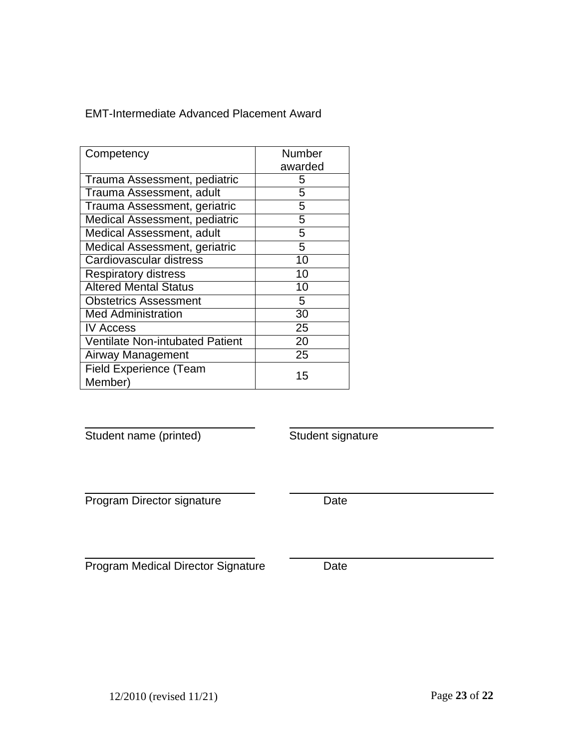EMT-Intermediate Advanced Placement Award

| Competency | Number awarded |
|---|---|
| Trauma Assessment, pediatric | 5 |
| Trauma Assessment, adult | 5 |
| Trauma Assessment, geriatric | 5 |
| Medical Assessment, pediatric | 5 |
| Medical Assessment, adult | 5 |
| Medical Assessment, geriatric | 5 |
| Cardiovascular distress | 10 |
| Respiratory distress | 10 |
| Altered Mental Status | 10 |
| Obstetrics Assessment | 5 |
| Med Administration | 30 |
| IV Access | 25 |
| Ventilate Non-intubated Patient | 20 |
| Airway Management | 25 |
| Field Experience (Team Member) | 15 |

\_\_\_\_\_\_\_\_\_\_\_\_\_\_\_\_\_\_\_\_\_\_\_\_\_\_ \_\_\_\_\_\_\_\_\_\_\_\_\_\_\_\_\_\_\_\_\_\_\_\_\_\_\_\_\_\_\_

Student name (printed) Student signature

\_\_\_\_\_\_\_\_\_\_\_\_\_\_\_\_\_\_\_\_\_\_\_\_\_\_ \_\_\_\_\_\_\_\_\_\_\_\_\_\_\_\_\_\_\_\_\_\_\_\_\_\_\_\_\_\_\_

Program Director signature Date

\_\_\_\_\_\_\_\_\_\_\_\_\_\_\_\_\_\_\_\_\_\_\_\_\_\_ \_\_\_\_\_\_\_\_\_\_\_\_\_\_\_\_\_\_\_\_\_\_\_\_\_\_\_\_\_\_\_

Program Medical Director Signature Date

12/2010 (revised 11/21)